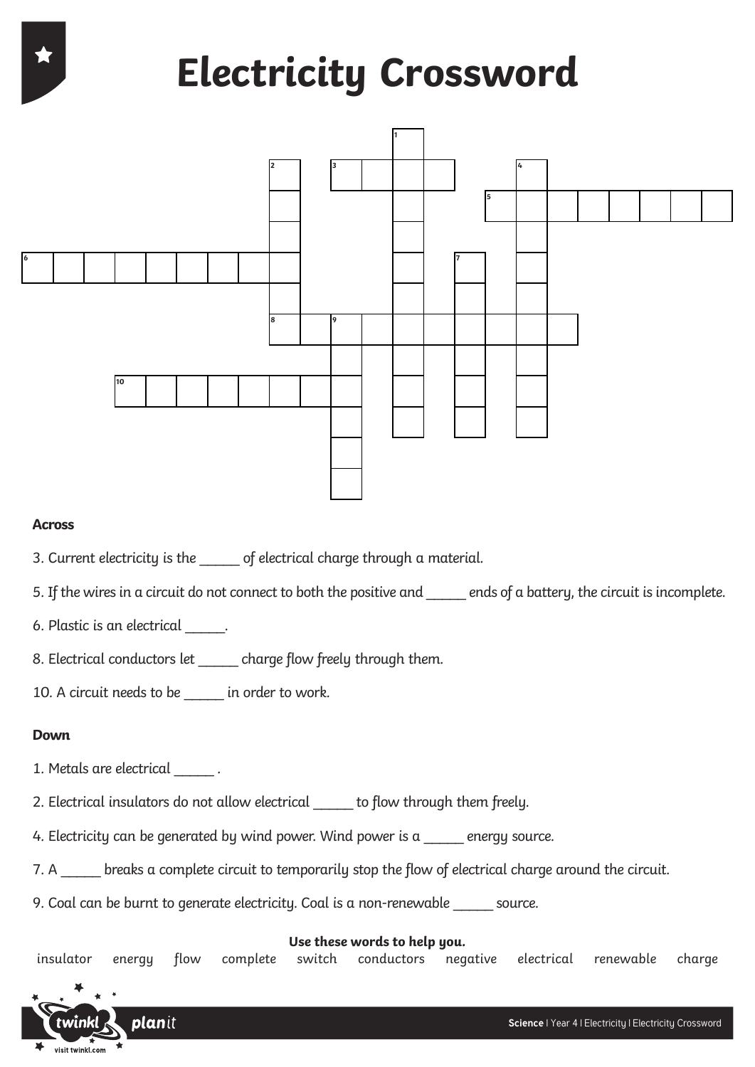# Electricity Crossword

### Across

3. Current electricity is the _____ of electrical charge through a material.

5. If the wires in a circuit do not connect to both the positive and _____ ends of a battery, the circuit is incomplete.

6. Plastic is an electrical _____.

8. Electrical conductors let _____ charge flow freely through them.

10. A circuit needs to be _____ in order to work.

### Down

1. Metals are electrical _____ .

2. Electrical insulators do not allow electrical _____ to flow through them freely.

4. Electricity can be generated by wind power. Wind power is a _____ energy source.

7. A _____ breaks a complete circuit to temporarily stop the flow of electrical charge around the circuit.

9. Coal can be burnt to generate electricity. Coal is a non-renewable _____ source.

**Use these words to help you.**

insulator energy flow complete switch conductors negative electrical renewable charge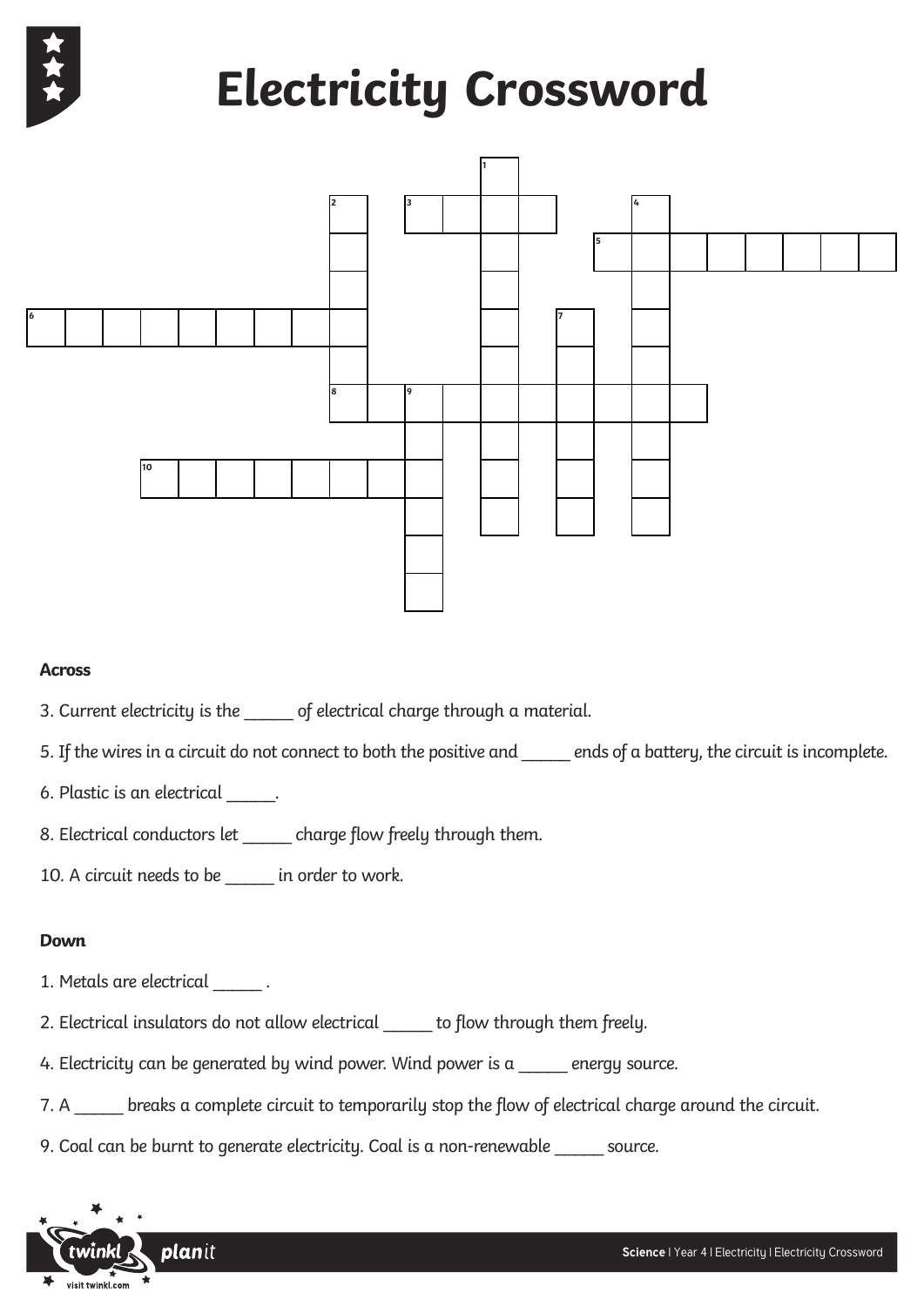# Electricity Crossword

**Across**

3. Current electricity is the _____ of electrical charge through a material.

5. If the wires in a circuit do not connect to both the positive and _____ ends of a battery, the circuit is incomplete.

6. Plastic is an electrical _____.

8. Electrical conductors let _____ charge flow freely through them.

10. A circuit needs to be _____ in order to work.

**Down**

1. Metals are electrical _____ .

2. Electrical insulators do not allow electrical _____ to flow through them freely.

4. Electricity can be generated by wind power. Wind power is a _____ energy source.

7. A _____ breaks a complete circuit to temporarily stop the flow of electrical charge around the circuit.

9. Coal can be burnt to generate electricity. Coal is a non-renewable _____ source.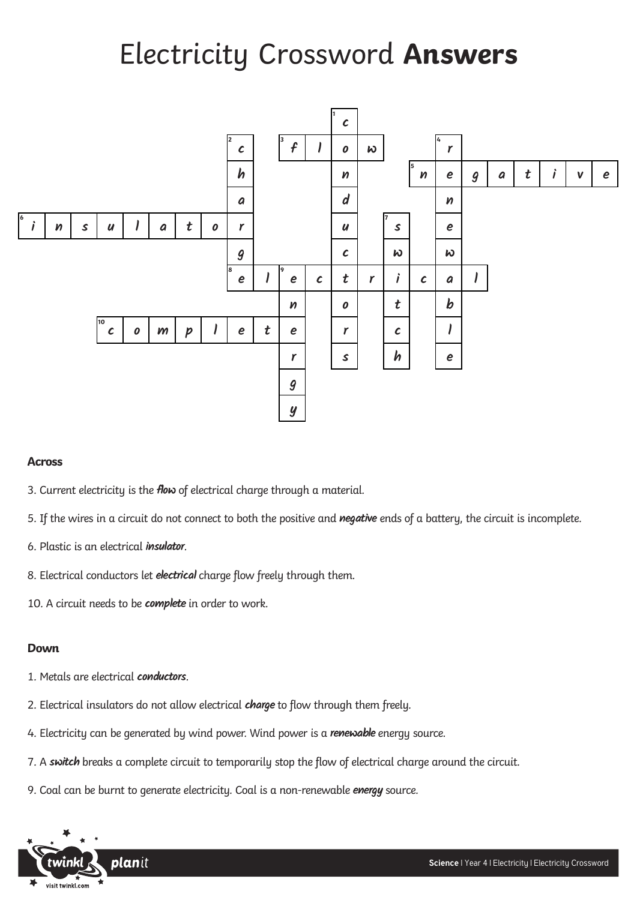# Electricity Crossword **Answers**

### Across

3. Current electricity is the ***flow*** of electrical charge through a material.

5. If the wires in a circuit do not connect to both the positive and ***negative*** ends of a battery, the circuit is incomplete.

6. Plastic is an electrical ***insulator***.

8. Electrical conductors let ***electrical*** charge flow freely through them.

10. A circuit needs to be ***complete*** in order to work.

### Down

1. Metals are electrical ***conductors***.

2. Electrical insulators do not allow electrical ***charge*** to flow through them freely.

4. Electricity can be generated by wind power. Wind power is a ***renewable*** energy source.

7. A ***switch*** breaks a complete circuit to temporarily stop the flow of electrical charge around the circuit.

9. Coal can be burnt to generate electricity. Coal is a non-renewable ***energy*** source.